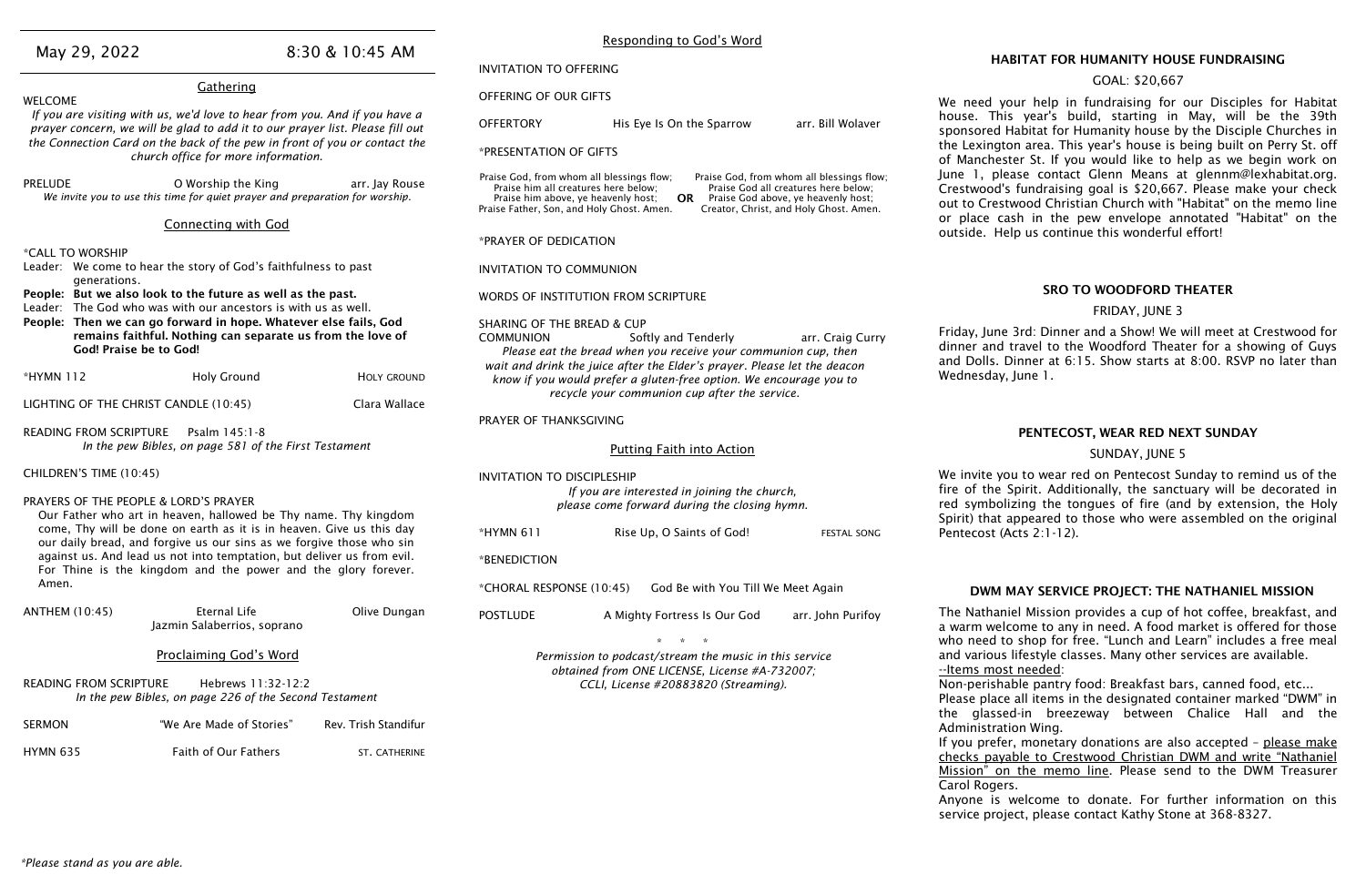May 29, 2022 8:30 & 10:45 AM

## Gathering

WELCOME

*If you are visiting with us, we'd love to hear from you. And if you have a prayer concern, we will be glad to add it to our prayer list. Please fill out the Connection Card on the back of the pew in front of you or contact the church office for more information.*

PRELUDE — O Worship the King — arr. Jay Rouse

*We invite you to use this time for quiet prayer and preparation for worship.*

## Connecting with God

*CALL TO WORSHIP

Leader: We come to hear the story of God's faithfulness to past generations.

**People: But we also look to the future as well as the past.**

Leader: The God who was with our ancestors is with us as well.

**People: Then we can go forward in hope. Whatever else fails, God remains faithful. Nothing can separate us from the love of God! Praise be to God!**

*HYMN 112 — Holy Ground — HOLY GROUND

LIGHTING OF THE CHRIST CANDLE (10:45) — Clara Wallace

READING FROM SCRIPTURE — Psalm 145:1-8

*In the pew Bibles, on page 581 of the First Testament*

CHILDREN'S TIME (10:45)

PRAYERS OF THE PEOPLE & LORD'S PRAYER

Our Father who art in heaven, hallowed be Thy name. Thy kingdom come, Thy will be done on earth as it is in heaven. Give us this day our daily bread, and forgive us our sins as we forgive those who sin against us. And lead us not into temptation, but deliver us from evil. For Thine is the kingdom and the power and the glory forever. Amen.

ANTHEM (10:45) — Eternal Life — Olive Dungan
Jazmin Salaberrios, soprano

## Proclaiming God's Word

READING FROM SCRIPTURE — Hebrews 11:32-12:2

*In the pew Bibles, on page 226 of the Second Testament*

SERMON — "We Are Made of Stories" — Rev. Trish Standifur

HYMN 635 — Faith of Our Fathers — ST. CATHERINE

*Please stand as you are able.*

## Responding to God's Word

INVITATION TO OFFERING

OFFERING OF OUR GIFTS

OFFERTORY — His Eye Is On the Sparrow — arr. Bill Wolaver

*PRESENTATION OF GIFTS

Praise God, from whom all blessings flow;
Praise him all creatures here below;
Praise him above, ye heavenly host;
Praise Father, Son, and Holy Ghost. Amen.

**OR**

Praise God, from whom all blessings flow;
Praise God all creatures here below;
Praise God above, ye heavenly host;
Creator, Christ, and Holy Ghost. Amen.

*PRAYER OF DEDICATION

INVITATION TO COMMUNION

WORDS OF INSTITUTION FROM SCRIPTURE

SHARING OF THE BREAD & CUP

COMMUNION — Softly and Tenderly — arr. Craig Curry

*Please eat the bread when you receive your communion cup, then wait and drink the juice after the Elder's prayer. Please let the deacon know if you would prefer a gluten-free option. We encourage you to recycle your communion cup after the service.*

PRAYER OF THANKSGIVING

## Putting Faith into Action

INVITATION TO DISCIPLESHIP

*If you are interested in joining the church, please come forward during the closing hymn.*

*HYMN 611 — Rise Up, O Saints of God! — FESTAL SONG

*BENEDICTION

*CHORAL RESPONSE (10:45) — God Be with You Till We Meet Again

POSTLUDE — A Mighty Fortress Is Our God — arr. John Purifoy

\* \* \*

*Permission to podcast/stream the music in this service obtained from ONE LICENSE, License #A-732007; CCLI, License #20883820 (Streaming).*

### HABITAT FOR HUMANITY HOUSE FUNDRAISING

GOAL: $20,667

We need your help in fundraising for our Disciples for Habitat house. This year's build, starting in May, will be the 39th sponsored Habitat for Humanity house by the Disciple Churches in the Lexington area. This year's house is being built on Perry St. off of Manchester St. If you would like to help as we begin work on June 1, please contact Glenn Means at glennm@lexhabitat.org. Crestwood's fundraising goal is $20,667. Please make your check out to Crestwood Christian Church with "Habitat" on the memo line or place cash in the pew envelope annotated "Habitat" on the outside. Help us continue this wonderful effort!

### SRO TO WOODFORD THEATER

FRIDAY, JUNE 3

Friday, June 3rd: Dinner and a Show! We will meet at Crestwood for dinner and travel to the Woodford Theater for a showing of Guys and Dolls. Dinner at 6:15. Show starts at 8:00. RSVP no later than Wednesday, June 1.

### PENTECOST, WEAR RED NEXT SUNDAY

SUNDAY, JUNE 5

We invite you to wear red on Pentecost Sunday to remind us of the fire of the Spirit. Additionally, the sanctuary will be decorated in red symbolizing the tongues of fire (and by extension, the Holy Spirit) that appeared to those who were assembled on the original Pentecost (Acts 2:1-12).

### DWM MAY SERVICE PROJECT: THE NATHANIEL MISSION

The Nathaniel Mission provides a cup of hot coffee, breakfast, and a warm welcome to any in need. A food market is offered for those who need to shop for free. "Lunch and Learn" includes a free meal and various lifestyle classes. Many other services are available.

--Items most needed:

Non-perishable pantry food: Breakfast bars, canned food, etc...

Please place all items in the designated container marked "DWM" in the glassed-in breezeway between Chalice Hall and the Administration Wing.

If you prefer, monetary donations are also accepted – please make checks payable to Crestwood Christian DWM and write "Nathaniel Mission" on the memo line. Please send to the DWM Treasurer Carol Rogers.

Anyone is welcome to donate. For further information on this service project, please contact Kathy Stone at 368-8327.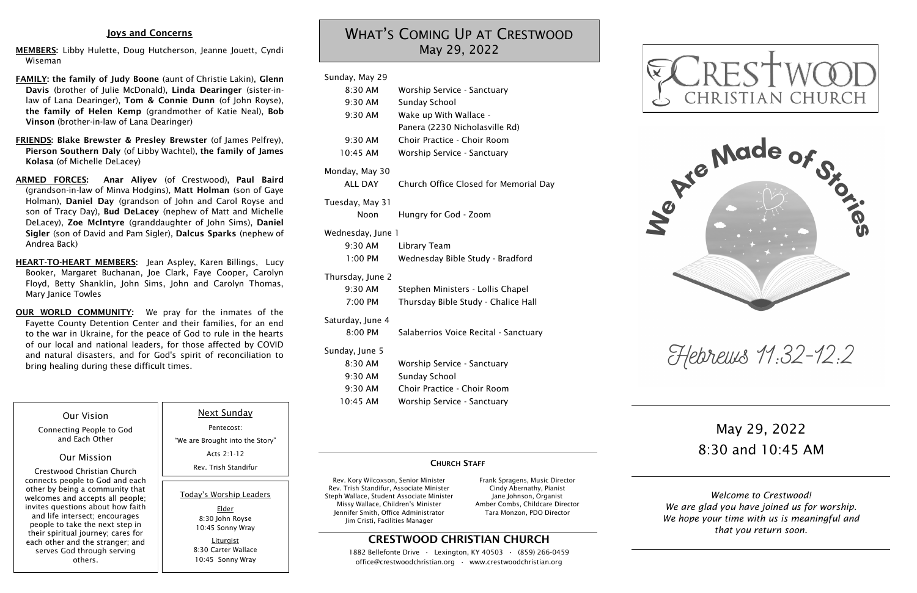## Joys and Concerns

**MEMBERS:** Libby Hulette, Doug Hutcherson, Jeanne Jouett, Cyndi Wiseman

**FAMILY:** **the family of Judy Boone** (aunt of Christie Lakin), **Glenn Davis** (brother of Julie McDonald), **Linda Dearinger** (sister-in-law of Lana Dearinger), **Tom & Connie Dunn** (of John Royse), **the family of Helen Kemp** (grandmother of Katie Neal), **Bob Vinson** (brother-in-law of Lana Dearinger)

**FRIENDS:** **Blake Brewster & Presley Brewster** (of James Pelfrey), **Pierson Southern Daly** (of Libby Wachtel), **the family of James Kolasa** (of Michelle DeLacey)

**ARMED FORCES:** **Anar Aliyev** (of Crestwood), **Paul Baird** (grandson-in-law of Minva Hodgins), **Matt Holman** (son of Gaye Holman), **Daniel Day** (grandson of John and Carol Royse and son of Tracy Day), **Bud DeLacey** (nephew of Matt and Michelle DeLacey), **Zoe McIntyre** (granddaughter of John Sims), **Daniel Sigler** (son of David and Pam Sigler), **Dalcus Sparks** (nephew of Andrea Back)

**HEART-TO-HEART MEMBERS:** Jean Aspley, Karen Billings, Lucy Booker, Margaret Buchanan, Joe Clark, Faye Cooper, Carolyn Floyd, Betty Shanklin, John Sims, John and Carolyn Thomas, Mary Janice Towles

**OUR WORLD COMMUNITY:** We pray for the inmates of the Fayette County Detention Center and their families, for an end to the war in Ukraine, for the peace of God to rule in the hearts of our local and national leaders, for those affected by COVID and natural disasters, and for God's spirit of reconciliation to bring healing during these difficult times.

### Our Vision

Connecting People to God and Each Other

### Our Mission

Crestwood Christian Church connects people to God and each other by being a community that welcomes and accepts all people; invites questions about how faith and life intersect; encourages people to take the next step in their spiritual journey; cares for each other and the stranger; and serves God through serving others.

### Next Sunday

Pentecost:

"We are Brought into the Story"

Acts 2:1-12

Rev. Trish Standifur

### Today's Worship Leaders

Elder
8:30 John Royse
10:45 Sonny Wray

Liturgist
8:30 Carter Wallace
10:45 Sonny Wray

# WHAT'S COMING UP AT CRESTWOOD
May 29, 2022

**Sunday, May 29**

| | |
|---|---|
| 8:30 AM | Worship Service - Sanctuary |
| 9:30 AM | Sunday School |
| 9:30 AM | Wake up With Wallace - Panera (2230 Nicholasville Rd) |
| 9:30 AM | Choir Practice - Choir Room |
| 10:45 AM | Worship Service - Sanctuary |

**Monday, May 30**

| | |
|---|---|
| ALL DAY | Church Office Closed for Memorial Day |

**Tuesday, May 31**

| | |
|---|---|
| Noon | Hungry for God - Zoom |

**Wednesday, June 1**

| | |
|---|---|
| 9:30 AM | Library Team |
| 1:00 PM | Wednesday Bible Study - Bradford |

**Thursday, June 2**

| | |
|---|---|
| 9:30 AM | Stephen Ministers - Lollis Chapel |
| 7:00 PM | Thursday Bible Study - Chalice Hall |

**Saturday, June 4**

| | |
|---|---|
| 8:00 PM | Salaberrios Voice Recital - Sanctuary |

**Sunday, June 5**

| | |
|---|---|
| 8:30 AM | Worship Service - Sanctuary |
| 9:30 AM | Sunday School |
| 9:30 AM | Choir Practice - Choir Room |
| 10:45 AM | Worship Service - Sanctuary |

### CHURCH STAFF

Rev. Kory Wilcoxson, Senior Minister
Rev. Trish Standifur, Associate Minister
Steph Wallace, Student Associate Minister
Missy Wallace, Children's Minister
Jennifer Smith, Office Administrator
Jim Cristi, Facilities Manager

Frank Spragens, Music Director
Cindy Abernathy, Pianist
Jane Johnson, Organist
Amber Combs, Childcare Director
Tara Monzon, PDO Director

## CRESTWOOD CHRISTIAN CHURCH

1882 Bellefonte Drive · Lexington, KY 40503 · (859) 266-0459
office@crestwoodchristian.org · www.crestwoodchristian.org

# CRESTWOOD CHRISTIAN CHURCH

We Are Made of Stories

Hebrews 11:32-12:2

May 29, 2022
8:30 and 10:45 AM

*Welcome to Crestwood!*
*We are glad you have joined us for worship.*
*We hope your time with us is meaningful and that you return soon.*